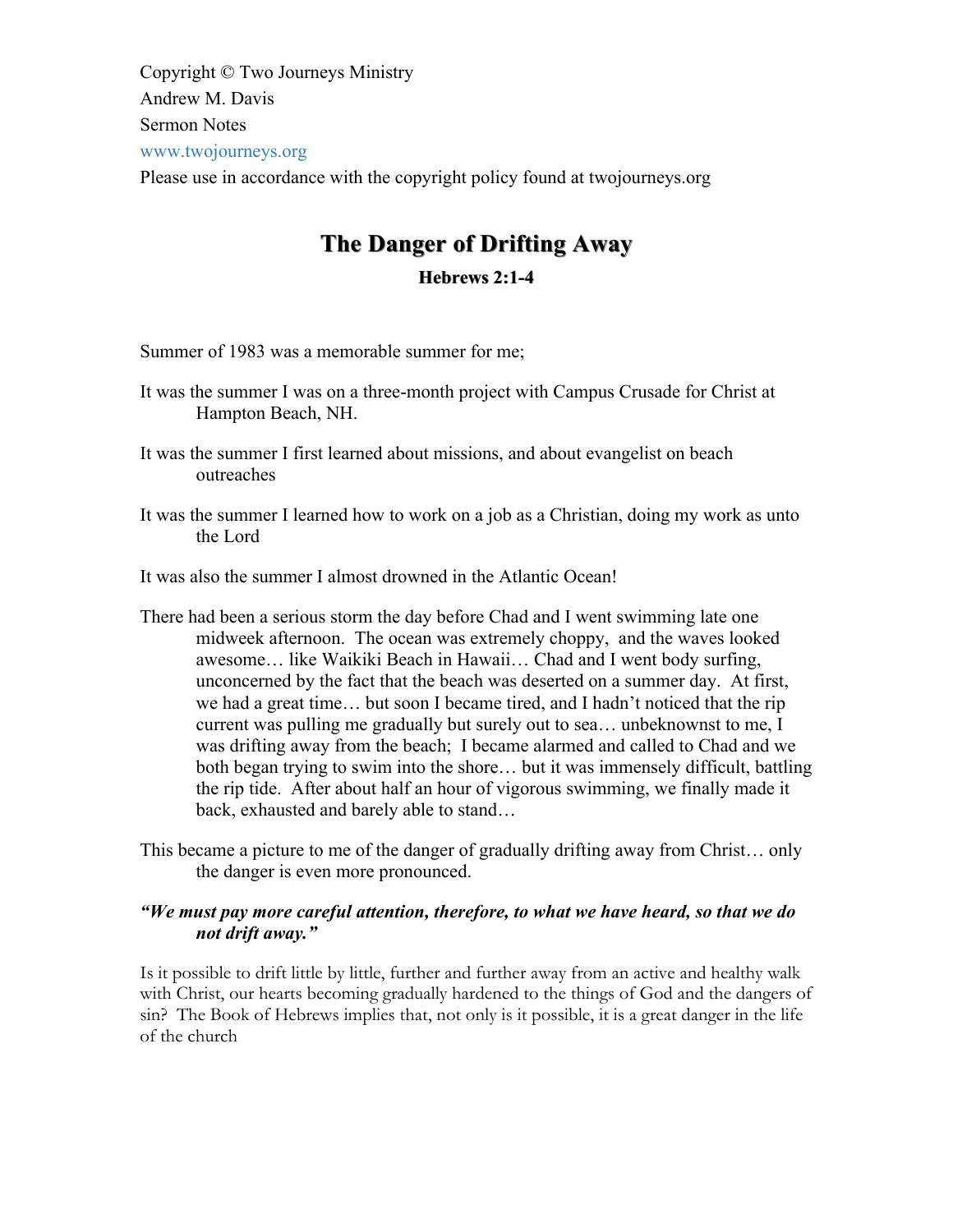Copyright © Two Journeys Ministry

Andrew M. Davis

Sermon Notes

www.twojourneys.org

Please use in accordance with the copyright policy found at twojourneys.org

# The Danger of Drifting Away

### Hebrews 2:1-4

Summer of 1983 was a memorable summer for me;

It was the summer I was on a three-month project with Campus Crusade for Christ at Hampton Beach, NH.

It was the summer I first learned about missions, and about evangelist on beach outreaches

It was the summer I learned how to work on a job as a Christian, doing my work as unto the Lord

It was also the summer I almost drowned in the Atlantic Ocean!

There had been a serious storm the day before Chad and I went swimming late one midweek afternoon. The ocean was extremely choppy, and the waves looked awesome… like Waikiki Beach in Hawaii… Chad and I went body surfing, unconcerned by the fact that the beach was deserted on a summer day. At first, we had a great time… but soon I became tired, and I hadn't noticed that the rip current was pulling me gradually but surely out to sea… unbeknownst to me, I was drifting away from the beach; I became alarmed and called to Chad and we both began trying to swim into the shore… but it was immensely difficult, battling the rip tide. After about half an hour of vigorous swimming, we finally made it back, exhausted and barely able to stand…

This became a picture to me of the danger of gradually drifting away from Christ… only the danger is even more pronounced.

***"We must pay more careful attention, therefore, to what we have heard, so that we do not drift away."***

Is it possible to drift little by little, further and further away from an active and healthy walk with Christ, our hearts becoming gradually hardened to the things of God and the dangers of sin? The Book of Hebrews implies that, not only is it possible, it is a great danger in the life of the church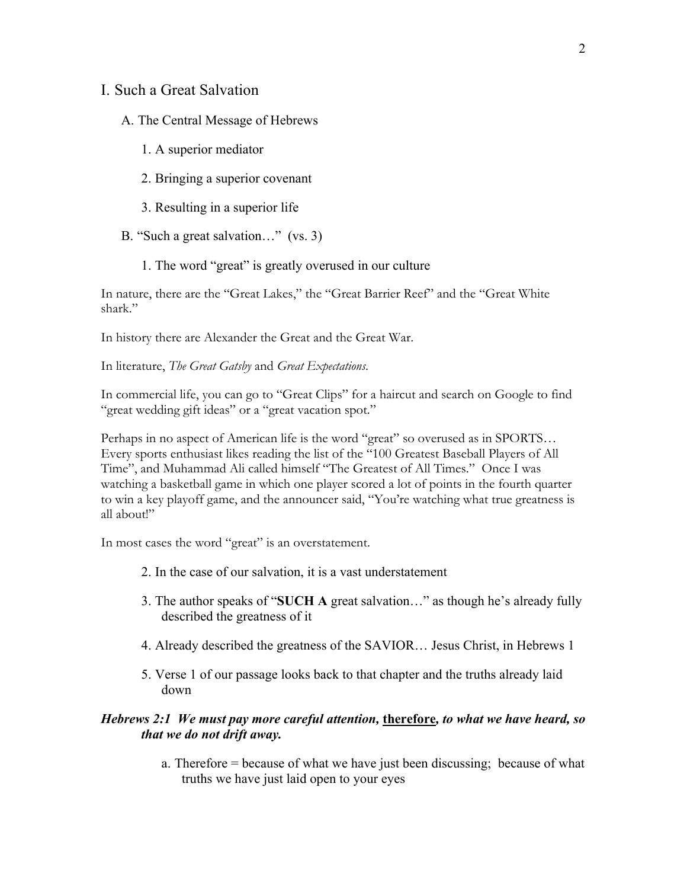## I. Such a Great Salvation

### A. The Central Message of Hebrews

1. A superior mediator

2. Bringing a superior covenant

3. Resulting in a superior life

### B. "Such a great salvation…" (vs. 3)

1. The word "great" is greatly overused in our culture

In nature, there are the "Great Lakes," the "Great Barrier Reef" and the "Great White shark."

In history there are Alexander the Great and the Great War.

In literature, *The Great Gatsby* and *Great Expectations*.

In commercial life, you can go to "Great Clips" for a haircut and search on Google to find "great wedding gift ideas" or a "great vacation spot."

Perhaps in no aspect of American life is the word "great" so overused as in SPORTS… Every sports enthusiast likes reading the list of the "100 Greatest Baseball Players of All Time", and Muhammad Ali called himself "The Greatest of All Times." Once I was watching a basketball game in which one player scored a lot of points in the fourth quarter to win a key playoff game, and the announcer said, "You're watching what true greatness is all about!"

In most cases the word "great" is an overstatement.

2. In the case of our salvation, it is a vast understatement

3. The author speaks of "**SUCH A** great salvation…" as though he's already fully described the greatness of it

4. Already described the greatness of the SAVIOR… Jesus Christ, in Hebrews 1

5. Verse 1 of our passage looks back to that chapter and the truths already laid down

***Hebrews 2:1 We must pay more careful attention,* <u>therefore</u>*, to what we have heard, so that we do not drift away.***

a. Therefore = because of what we have just been discussing; because of what truths we have just laid open to your eyes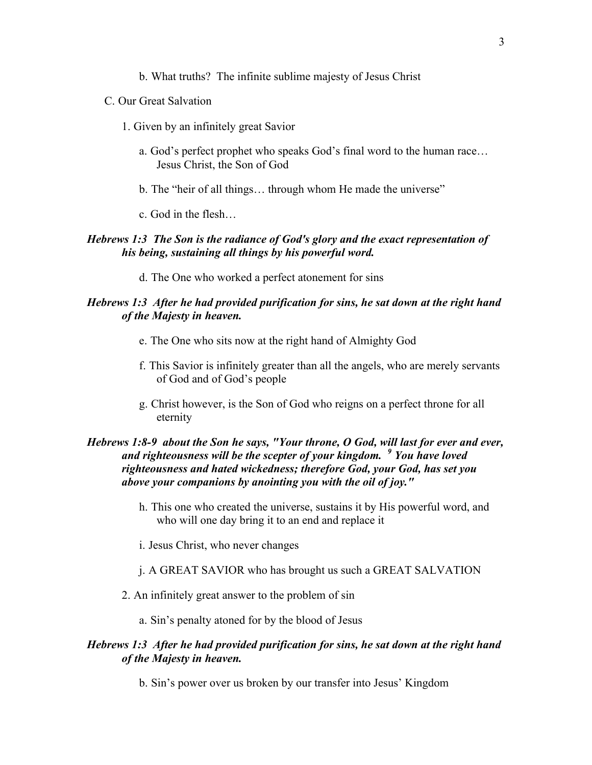b. What truths? The infinite sublime majesty of Jesus Christ

C. Our Great Salvation

1. Given by an infinitely great Savior

a. God's perfect prophet who speaks God's final word to the human race… Jesus Christ, the Son of God

b. The "heir of all things… through whom He made the universe"

c. God in the flesh…

***Hebrews 1:3 The Son is the radiance of God's glory and the exact representation of his being, sustaining all things by his powerful word.***

d. The One who worked a perfect atonement for sins

***Hebrews 1:3 After he had provided purification for sins, he sat down at the right hand of the Majesty in heaven.***

e. The One who sits now at the right hand of Almighty God

f. This Savior is infinitely greater than all the angels, who are merely servants of God and of God's people

g. Christ however, is the Son of God who reigns on a perfect throne for all eternity

***Hebrews 1:8-9 about the Son he says, "Your throne, O God, will last for ever and ever, and righteousness will be the scepter of your kingdom. [9] You have loved righteousness and hated wickedness; therefore God, your God, has set you above your companions by anointing you with the oil of joy."***

h. This one who created the universe, sustains it by His powerful word, and who will one day bring it to an end and replace it

i. Jesus Christ, who never changes

j. A GREAT SAVIOR who has brought us such a GREAT SALVATION

2. An infinitely great answer to the problem of sin

a. Sin's penalty atoned for by the blood of Jesus

***Hebrews 1:3 After he had provided purification for sins, he sat down at the right hand of the Majesty in heaven.***

b. Sin's power over us broken by our transfer into Jesus' Kingdom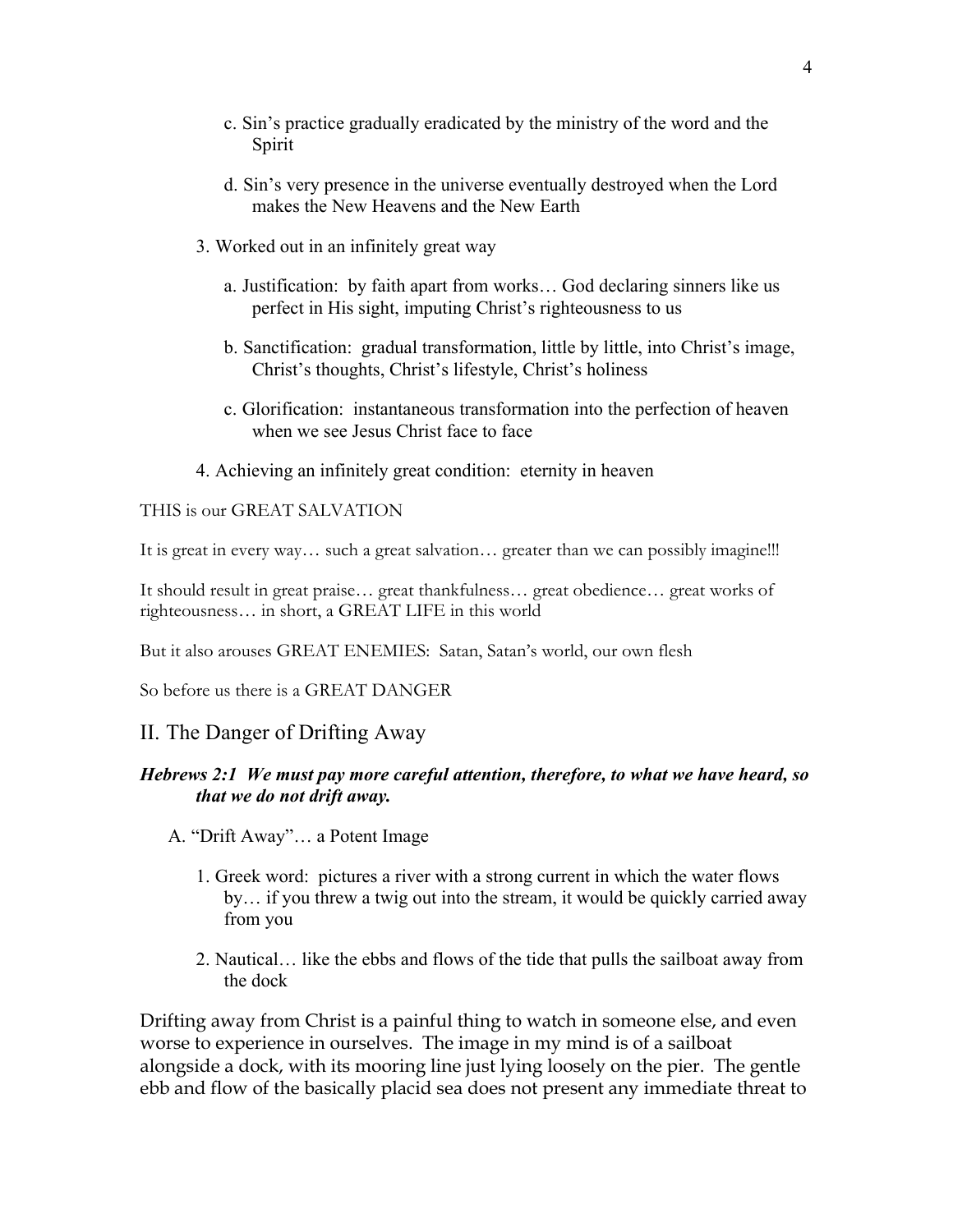c. Sin's practice gradually eradicated by the ministry of the word and the Spirit

d. Sin's very presence in the universe eventually destroyed when the Lord makes the New Heavens and the New Earth

3. Worked out in an infinitely great way

   a. Justification: by faith apart from works… God declaring sinners like us perfect in His sight, imputing Christ's righteousness to us

   b. Sanctification: gradual transformation, little by little, into Christ's image, Christ's thoughts, Christ's lifestyle, Christ's holiness

   c. Glorification: instantaneous transformation into the perfection of heaven when we see Jesus Christ face to face

4. Achieving an infinitely great condition: eternity in heaven

THIS is our GREAT SALVATION

It is great in every way… such a great salvation… greater than we can possibly imagine!!!

It should result in great praise… great thankfulness… great obedience… great works of righteousness… in short, a GREAT LIFE in this world

But it also arouses GREAT ENEMIES: Satan, Satan's world, our own flesh

So before us there is a GREAT DANGER

## II. The Danger of Drifting Away

***Hebrews 2:1 We must pay more careful attention, therefore, to what we have heard, so that we do not drift away.***

A. "Drift Away"… a Potent Image

1. Greek word: pictures a river with a strong current in which the water flows by… if you threw a twig out into the stream, it would be quickly carried away from you

2. Nautical… like the ebbs and flows of the tide that pulls the sailboat away from the dock

Drifting away from Christ is a painful thing to watch in someone else, and even worse to experience in ourselves. The image in my mind is of a sailboat alongside a dock, with its mooring line just lying loosely on the pier. The gentle ebb and flow of the basically placid sea does not present any immediate threat to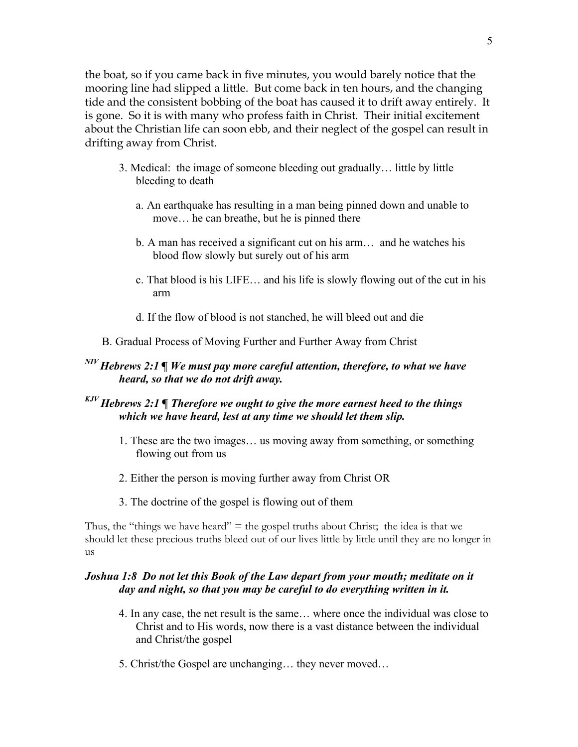the boat, so if you came back in five minutes, you would barely notice that the mooring line had slipped a little. But come back in ten hours, and the changing tide and the consistent bobbing of the boat has caused it to drift away entirely. It is gone. So it is with many who profess faith in Christ. Their initial excitement about the Christian life can soon ebb, and their neglect of the gospel can result in drifting away from Christ.

3. Medical: the image of someone bleeding out gradually… little by little bleeding to death

   a. An earthquake has resulting in a man being pinned down and unable to move… he can breathe, but he is pinned there

   b. A man has received a significant cut on his arm… and he watches his blood flow slowly but surely out of his arm

   c. That blood is his LIFE… and his life is slowly flowing out of the cut in his arm

   d. If the flow of blood is not stanched, he will bleed out and die

B. Gradual Process of Moving Further and Further Away from Christ

***NIV Hebrews 2:1 ¶ We must pay more careful attention, therefore, to what we have heard, so that we do not drift away.***

***KJV Hebrews 2:1 ¶ Therefore we ought to give the more earnest heed to the things which we have heard, lest at any time we should let them slip.***

1. These are the two images… us moving away from something, or something flowing out from us

2. Either the person is moving further away from Christ OR

3. The doctrine of the gospel is flowing out of them

Thus, the "things we have heard" = the gospel truths about Christ; the idea is that we should let these precious truths bleed out of our lives little by little until they are no longer in us

***Joshua 1:8 Do not let this Book of the Law depart from your mouth; meditate on it day and night, so that you may be careful to do everything written in it.***

4. In any case, the net result is the same… where once the individual was close to Christ and to His words, now there is a vast distance between the individual and Christ/the gospel

5. Christ/the Gospel are unchanging… they never moved…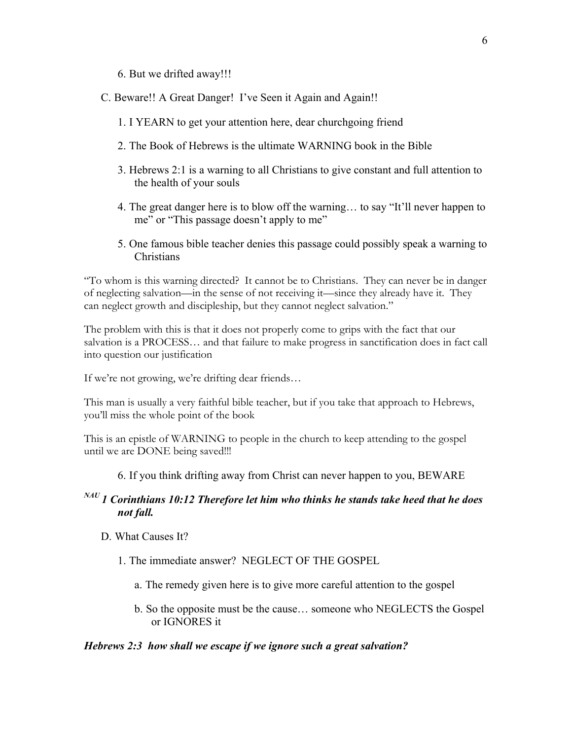6. But we drifted away!!!

C. Beware!! A Great Danger! I've Seen it Again and Again!!

1. I YEARN to get your attention here, dear churchgoing friend

2. The Book of Hebrews is the ultimate WARNING book in the Bible

3. Hebrews 2:1 is a warning to all Christians to give constant and full attention to the health of your souls

4. The great danger here is to blow off the warning… to say "It'll never happen to me" or "This passage doesn't apply to me"

5. One famous bible teacher denies this passage could possibly speak a warning to Christians

"To whom is this warning directed? It cannot be to Christians. They can never be in danger of neglecting salvation—in the sense of not receiving it—since they already have it. They can neglect growth and discipleship, but they cannot neglect salvation."

The problem with this is that it does not properly come to grips with the fact that our salvation is a PROCESS… and that failure to make progress in sanctification does in fact call into question our justification

If we're not growing, we're drifting dear friends…

This man is usually a very faithful bible teacher, but if you take that approach to Hebrews, you'll miss the whole point of the book

This is an epistle of WARNING to people in the church to keep attending to the gospel until we are DONE being saved!!!

6. If you think drifting away from Christ can never happen to you, BEWARE

***NAU 1 Corinthians 10:12 Therefore let him who thinks he stands take heed that he does not fall.***

D. What Causes It?

1. The immediate answer? NEGLECT OF THE GOSPEL

a. The remedy given here is to give more careful attention to the gospel

b. So the opposite must be the cause… someone who NEGLECTS the Gospel or IGNORES it

***Hebrews 2:3 how shall we escape if we ignore such a great salvation?***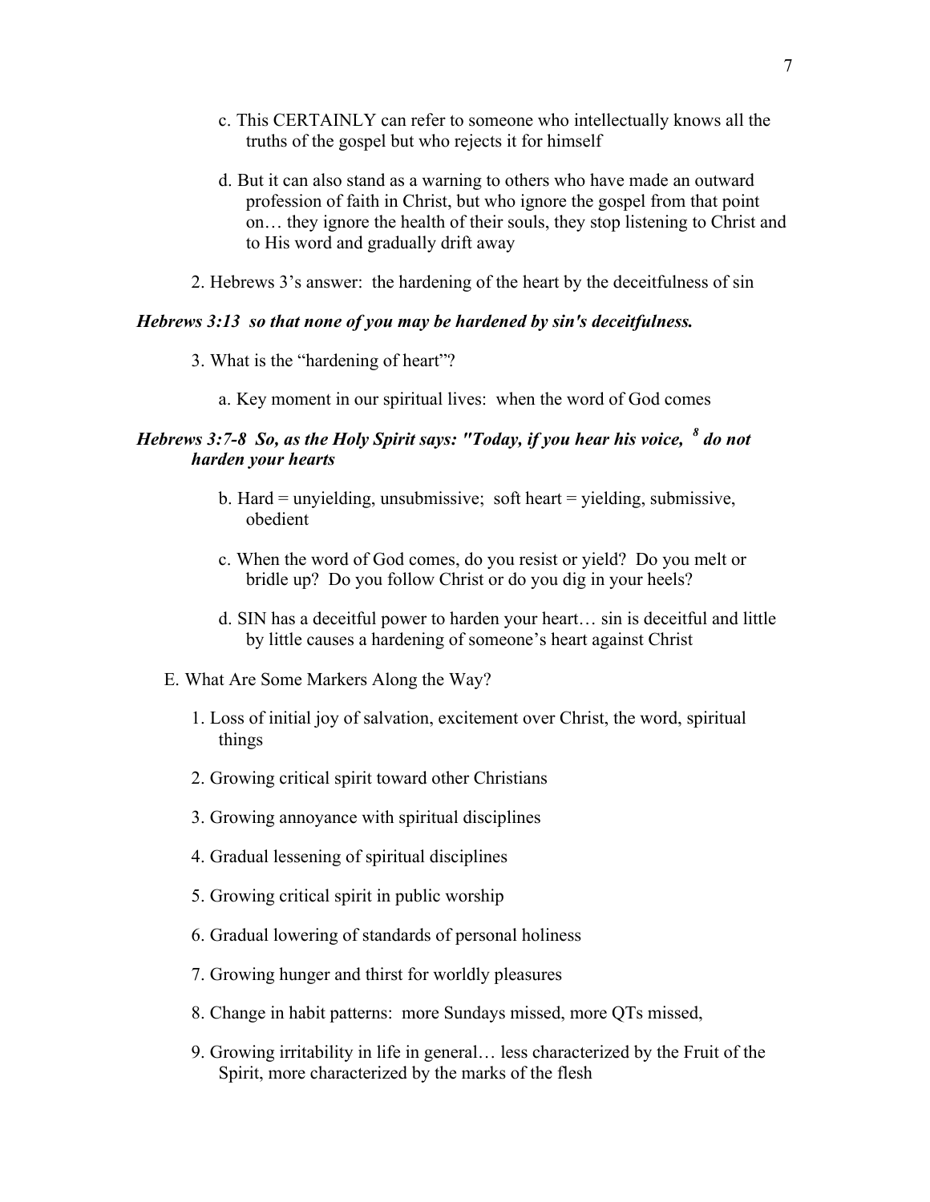c. This CERTAINLY can refer to someone who intellectually knows all the truths of the gospel but who rejects it for himself

d. But it can also stand as a warning to others who have made an outward profession of faith in Christ, but who ignore the gospel from that point on… they ignore the health of their souls, they stop listening to Christ and to His word and gradually drift away

2. Hebrews 3's answer: the hardening of the heart by the deceitfulness of sin

***Hebrews 3:13 so that none of you may be hardened by sin's deceitfulness.***

3. What is the "hardening of heart"?

a. Key moment in our spiritual lives: when the word of God comes

***Hebrews 3:7-8 So, as the Holy Spirit says: "Today, if you hear his voice, [8] do not harden your hearts***

b. Hard = unyielding, unsubmissive; soft heart = yielding, submissive, obedient

c. When the word of God comes, do you resist or yield? Do you melt or bridle up? Do you follow Christ or do you dig in your heels?

d. SIN has a deceitful power to harden your heart… sin is deceitful and little by little causes a hardening of someone's heart against Christ

E. What Are Some Markers Along the Way?

1. Loss of initial joy of salvation, excitement over Christ, the word, spiritual things

2. Growing critical spirit toward other Christians

3. Growing annoyance with spiritual disciplines

4. Gradual lessening of spiritual disciplines

5. Growing critical spirit in public worship

6. Gradual lowering of standards of personal holiness

7. Growing hunger and thirst for worldly pleasures

8. Change in habit patterns: more Sundays missed, more QTs missed,

9. Growing irritability in life in general… less characterized by the Fruit of the Spirit, more characterized by the marks of the flesh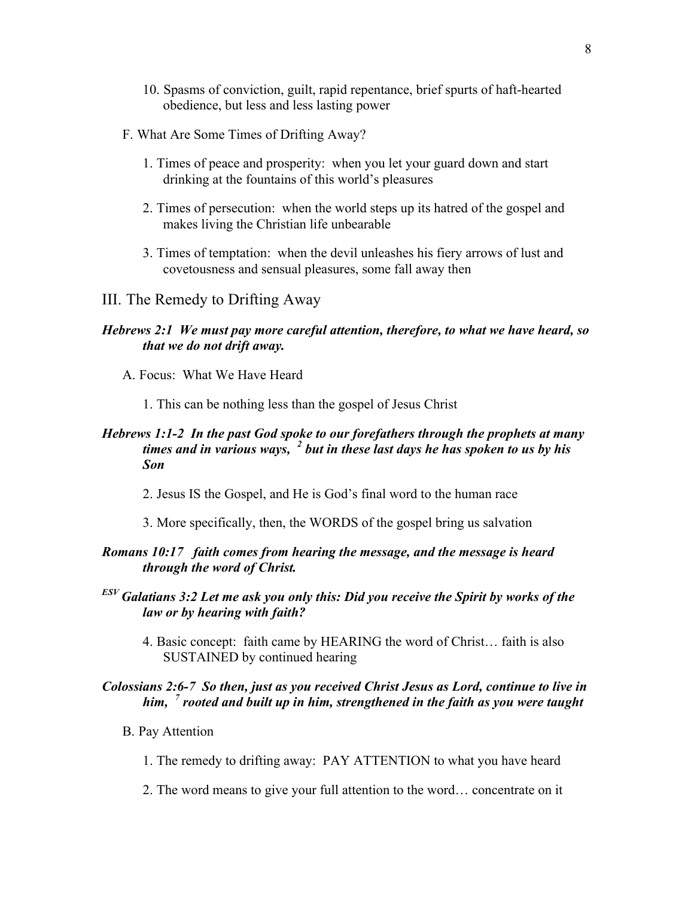10. Spasms of conviction, guilt, rapid repentance, brief spurts of haft-hearted obedience, but less and less lasting power

F. What Are Some Times of Drifting Away?

1. Times of peace and prosperity: when you let your guard down and start drinking at the fountains of this world's pleasures

2. Times of persecution: when the world steps up its hatred of the gospel and makes living the Christian life unbearable

3. Times of temptation: when the devil unleashes his fiery arrows of lust and covetousness and sensual pleasures, some fall away then

## III. The Remedy to Drifting Away

***Hebrews 2:1 We must pay more careful attention, therefore, to what we have heard, so that we do not drift away.***

A. Focus: What We Have Heard

1. This can be nothing less than the gospel of Jesus Christ

***Hebrews 1:1-2 In the past God spoke to our forefathers through the prophets at many times and in various ways, [2] but in these last days he has spoken to us by his Son***

2. Jesus IS the Gospel, and He is God's final word to the human race

3. More specifically, then, the WORDS of the gospel bring us salvation

***Romans 10:17 faith comes from hearing the message, and the message is heard through the word of Christ.***

***[ESV] Galatians 3:2 Let me ask you only this: Did you receive the Spirit by works of the law or by hearing with faith?***

4. Basic concept: faith came by HEARING the word of Christ… faith is also SUSTAINED by continued hearing

***Colossians 2:6-7 So then, just as you received Christ Jesus as Lord, continue to live in him, [7] rooted and built up in him, strengthened in the faith as you were taught***

B. Pay Attention

1. The remedy to drifting away: PAY ATTENTION to what you have heard

2. The word means to give your full attention to the word… concentrate on it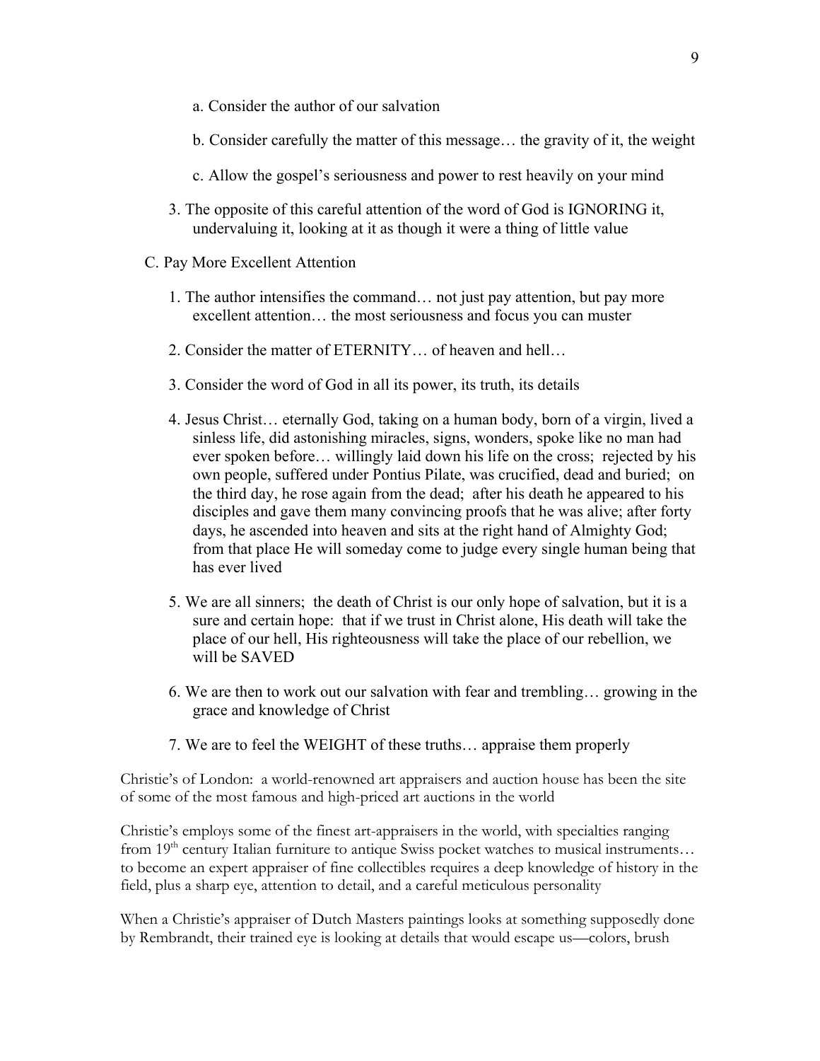a. Consider the author of our salvation

b. Consider carefully the matter of this message… the gravity of it, the weight

c. Allow the gospel's seriousness and power to rest heavily on your mind

3. The opposite of this careful attention of the word of God is IGNORING it, undervaluing it, looking at it as though it were a thing of little value

C. Pay More Excellent Attention

1. The author intensifies the command… not just pay attention, but pay more excellent attention… the most seriousness and focus you can muster

2. Consider the matter of ETERNITY… of heaven and hell…

3. Consider the word of God in all its power, its truth, its details

4. Jesus Christ… eternally God, taking on a human body, born of a virgin, lived a sinless life, did astonishing miracles, signs, wonders, spoke like no man had ever spoken before… willingly laid down his life on the cross; rejected by his own people, suffered under Pontius Pilate, was crucified, dead and buried; on the third day, he rose again from the dead; after his death he appeared to his disciples and gave them many convincing proofs that he was alive; after forty days, he ascended into heaven and sits at the right hand of Almighty God; from that place He will someday come to judge every single human being that has ever lived

5. We are all sinners; the death of Christ is our only hope of salvation, but it is a sure and certain hope: that if we trust in Christ alone, His death will take the place of our hell, His righteousness will take the place of our rebellion, we will be SAVED

6. We are then to work out our salvation with fear and trembling… growing in the grace and knowledge of Christ

7. We are to feel the WEIGHT of these truths… appraise them properly

Christie's of London: a world-renowned art appraisers and auction house has been the site of some of the most famous and high-priced art auctions in the world

Christie's employs some of the finest art-appraisers in the world, with specialties ranging from 19th century Italian furniture to antique Swiss pocket watches to musical instruments… to become an expert appraiser of fine collectibles requires a deep knowledge of history in the field, plus a sharp eye, attention to detail, and a careful meticulous personality

When a Christie's appraiser of Dutch Masters paintings looks at something supposedly done by Rembrandt, their trained eye is looking at details that would escape us—colors, brush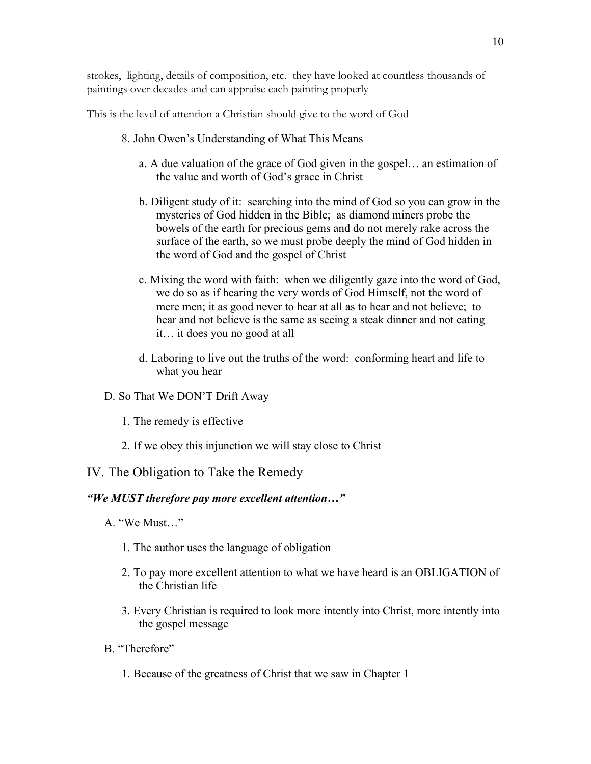strokes, lighting, details of composition, etc. they have looked at countless thousands of paintings over decades and can appraise each painting properly

This is the level of attention a Christian should give to the word of God

8. John Owen's Understanding of What This Means

   a. A due valuation of the grace of God given in the gospel… an estimation of the value and worth of God's grace in Christ

   b. Diligent study of it: searching into the mind of God so you can grow in the mysteries of God hidden in the Bible; as diamond miners probe the bowels of the earth for precious gems and do not merely rake across the surface of the earth, so we must probe deeply the mind of God hidden in the word of God and the gospel of Christ

   c. Mixing the word with faith: when we diligently gaze into the word of God, we do so as if hearing the very words of God Himself, not the word of mere men; it as good never to hear at all as to hear and not believe; to hear and not believe is the same as seeing a steak dinner and not eating it… it does you no good at all

   d. Laboring to live out the truths of the word: conforming heart and life to what you hear

D. So That We DON'T Drift Away

1. The remedy is effective

2. If we obey this injunction we will stay close to Christ

## IV. The Obligation to Take the Remedy

***"We MUST therefore pay more excellent attention…"***

A. "We Must…"

1. The author uses the language of obligation

2. To pay more excellent attention to what we have heard is an OBLIGATION of the Christian life

3. Every Christian is required to look more intently into Christ, more intently into the gospel message

B. "Therefore"

1. Because of the greatness of Christ that we saw in Chapter 1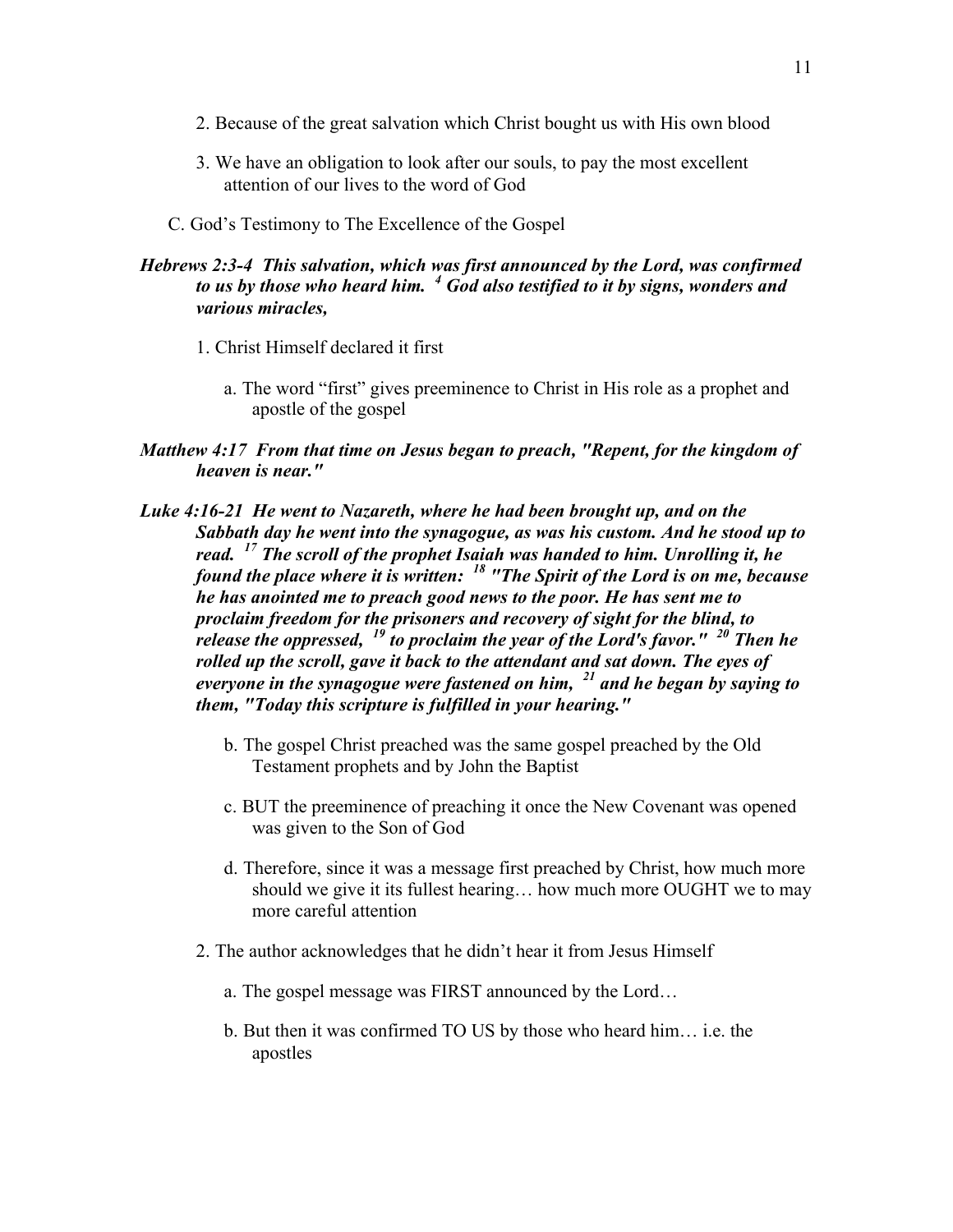2. Because of the great salvation which Christ bought us with His own blood

3. We have an obligation to look after our souls, to pay the most excellent attention of our lives to the word of God

C. God's Testimony to The Excellence of the Gospel

***Hebrews 2:3-4 This salvation, which was first announced by the Lord, was confirmed to us by those who heard him. [4] God also testified to it by signs, wonders and various miracles,***

1. Christ Himself declared it first

   a. The word "first" gives preeminence to Christ in His role as a prophet and apostle of the gospel

***Matthew 4:17 From that time on Jesus began to preach, "Repent, for the kingdom of heaven is near."***

***Luke 4:16-21 He went to Nazareth, where he had been brought up, and on the Sabbath day he went into the synagogue, as was his custom. And he stood up to read. [17] The scroll of the prophet Isaiah was handed to him. Unrolling it, he found the place where it is written: [18] "The Spirit of the Lord is on me, because he has anointed me to preach good news to the poor. He has sent me to proclaim freedom for the prisoners and recovery of sight for the blind, to release the oppressed, [19] to proclaim the year of the Lord's favor." [20] Then he rolled up the scroll, gave it back to the attendant and sat down. The eyes of everyone in the synagogue were fastened on him, [21] and he began by saying to them, "Today this scripture is fulfilled in your hearing."***

   b. The gospel Christ preached was the same gospel preached by the Old Testament prophets and by John the Baptist

   c. BUT the preeminence of preaching it once the New Covenant was opened was given to the Son of God

   d. Therefore, since it was a message first preached by Christ, how much more should we give it its fullest hearing… how much more OUGHT we to may more careful attention

2. The author acknowledges that he didn't hear it from Jesus Himself

   a. The gospel message was FIRST announced by the Lord…

   b. But then it was confirmed TO US by those who heard him… i.e. the apostles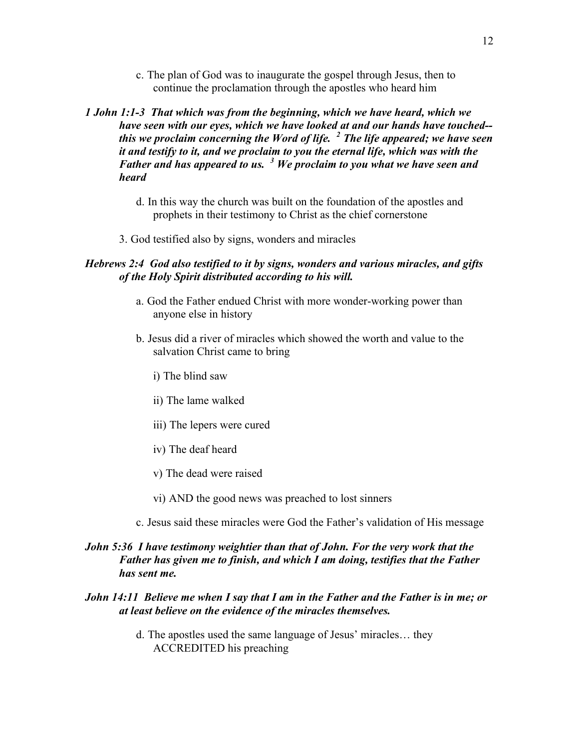c. The plan of God was to inaugurate the gospel through Jesus, then to continue the proclamation through the apostles who heard him

***1 John 1:1-3  That which was from the beginning, which we have heard, which we have seen with our eyes, which we have looked at and our hands have touched--this we proclaim concerning the Word of life. [2] The life appeared; we have seen it and testify to it, and we proclaim to you the eternal life, which was with the Father and has appeared to us. [3] We proclaim to you what we have seen and heard***

d. In this way the church was built on the foundation of the apostles and prophets in their testimony to Christ as the chief cornerstone

3. God testified also by signs, wonders and miracles

***Hebrews 2:4  God also testified to it by signs, wonders and various miracles, and gifts of the Holy Spirit distributed according to his will.***

a. God the Father endued Christ with more wonder-working power than anyone else in history

b. Jesus did a river of miracles which showed the worth and value to the salvation Christ came to bring

i) The blind saw

ii) The lame walked

iii) The lepers were cured

iv) The deaf heard

v) The dead were raised

vi) AND the good news was preached to lost sinners

c. Jesus said these miracles were God the Father's validation of His message

***John 5:36  I have testimony weightier than that of John. For the very work that the Father has given me to finish, and which I am doing, testifies that the Father has sent me.***

***John 14:11  Believe me when I say that I am in the Father and the Father is in me; or at least believe on the evidence of the miracles themselves.***

d. The apostles used the same language of Jesus' miracles… they ACCREDITED his preaching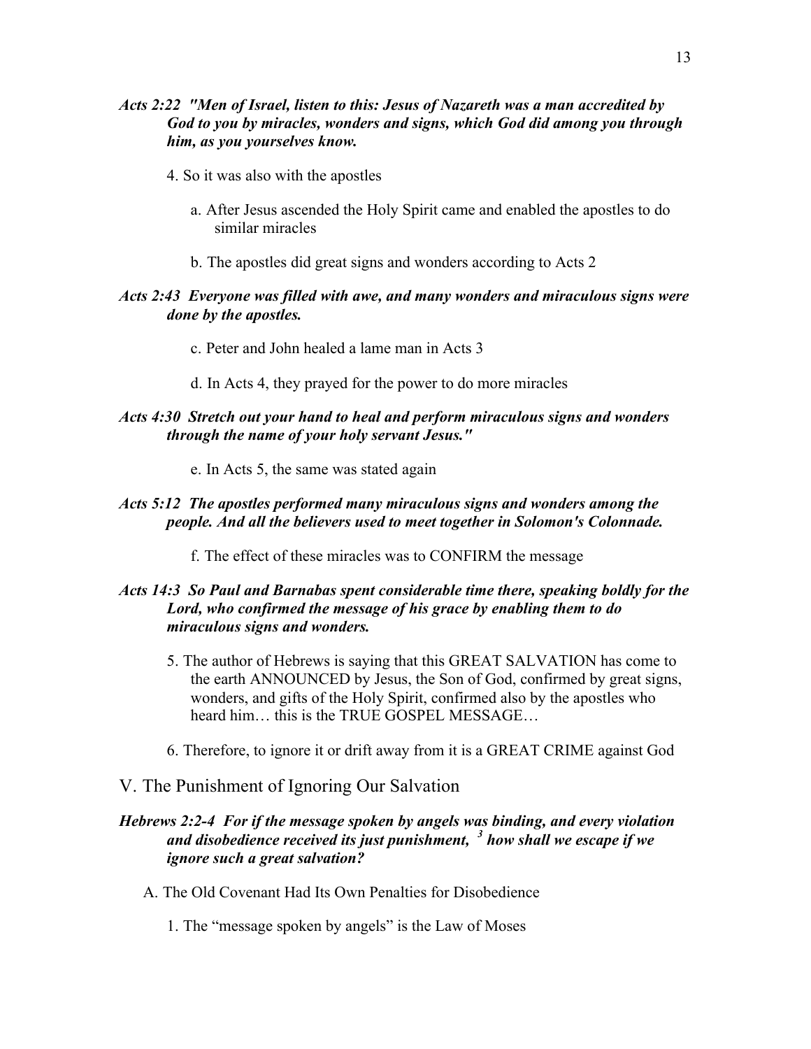***Acts 2:22  "Men of Israel, listen to this: Jesus of Nazareth was a man accredited by God to you by miracles, wonders and signs, which God did among you through him, as you yourselves know.***

4. So it was also with the apostles

    a. After Jesus ascended the Holy Spirit came and enabled the apostles to do similar miracles

    b. The apostles did great signs and wonders according to Acts 2

***Acts 2:43  Everyone was filled with awe, and many wonders and miraculous signs were done by the apostles.***

    c. Peter and John healed a lame man in Acts 3

    d. In Acts 4, they prayed for the power to do more miracles

***Acts 4:30  Stretch out your hand to heal and perform miraculous signs and wonders through the name of your holy servant Jesus."***

    e. In Acts 5, the same was stated again

***Acts 5:12  The apostles performed many miraculous signs and wonders among the people. And all the believers used to meet together in Solomon's Colonnade.***

    f. The effect of these miracles was to CONFIRM the message

***Acts 14:3  So Paul and Barnabas spent considerable time there, speaking boldly for the Lord, who confirmed the message of his grace by enabling them to do miraculous signs and wonders.***

5. The author of Hebrews is saying that this GREAT SALVATION has come to the earth ANNOUNCED by Jesus, the Son of God, confirmed by great signs, wonders, and gifts of the Holy Spirit, confirmed also by the apostles who heard him… this is the TRUE GOSPEL MESSAGE…

6. Therefore, to ignore it or drift away from it is a GREAT CRIME against God

## V. The Punishment of Ignoring Our Salvation

***Hebrews 2:2-4  For if the message spoken by angels was binding, and every violation and disobedience received its just punishment, [3] how shall we escape if we ignore such a great salvation?***

A. The Old Covenant Had Its Own Penalties for Disobedience

1. The "message spoken by angels" is the Law of Moses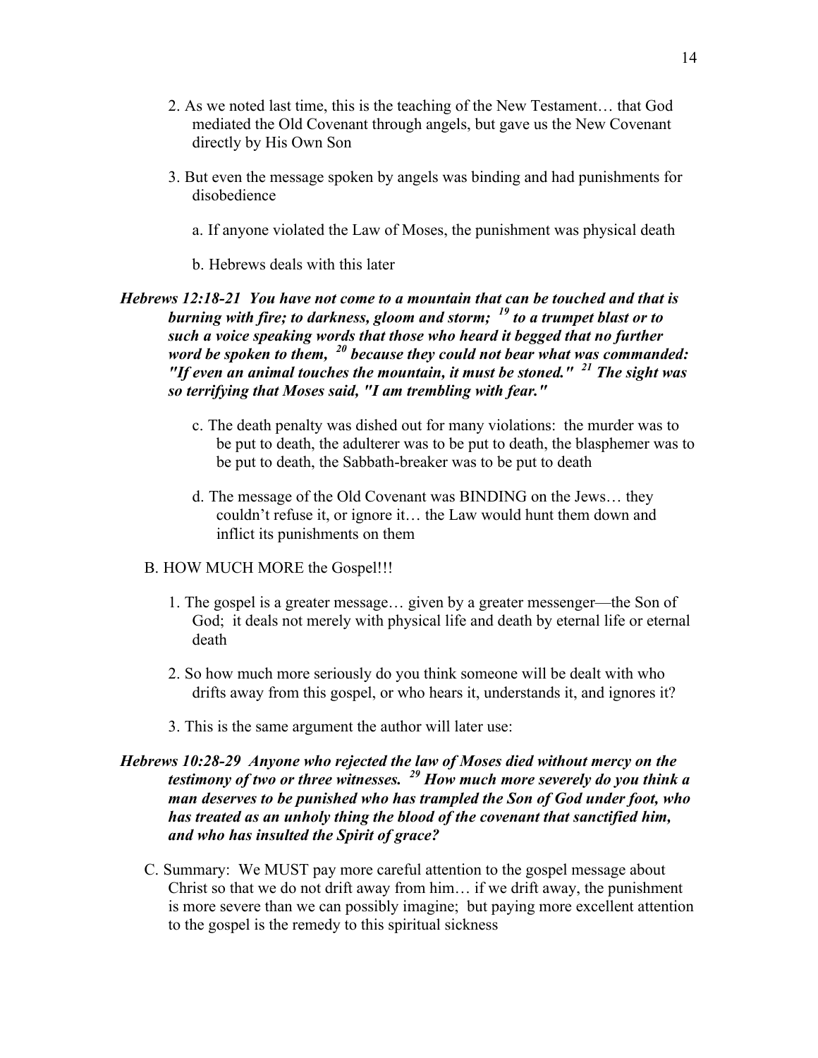2. As we noted last time, this is the teaching of the New Testament… that God mediated the Old Covenant through angels, but gave us the New Covenant directly by His Own Son

3. But even the message spoken by angels was binding and had punishments for disobedience

   a. If anyone violated the Law of Moses, the punishment was physical death

   b. Hebrews deals with this later

***Hebrews 12:18-21 You have not come to a mountain that can be touched and that is burning with fire; to darkness, gloom and storm; [19] to a trumpet blast or to such a voice speaking words that those who heard it begged that no further word be spoken to them, [20] because they could not bear what was commanded: "If even an animal touches the mountain, it must be stoned." [21] The sight was so terrifying that Moses said, "I am trembling with fear."***

   c. The death penalty was dished out for many violations: the murder was to be put to death, the adulterer was to be put to death, the blasphemer was to be put to death, the Sabbath-breaker was to be put to death

   d. The message of the Old Covenant was BINDING on the Jews… they couldn't refuse it, or ignore it… the Law would hunt them down and inflict its punishments on them

B. HOW MUCH MORE the Gospel!!!

1. The gospel is a greater message… given by a greater messenger—the Son of God; it deals not merely with physical life and death by eternal life or eternal death

2. So how much more seriously do you think someone will be dealt with who drifts away from this gospel, or who hears it, understands it, and ignores it?

3. This is the same argument the author will later use:

***Hebrews 10:28-29 Anyone who rejected the law of Moses died without mercy on the testimony of two or three witnesses. [29] How much more severely do you think a man deserves to be punished who has trampled the Son of God under foot, who has treated as an unholy thing the blood of the covenant that sanctified him, and who has insulted the Spirit of grace?***

C. Summary: We MUST pay more careful attention to the gospel message about Christ so that we do not drift away from him… if we drift away, the punishment is more severe than we can possibly imagine; but paying more excellent attention to the gospel is the remedy to this spiritual sickness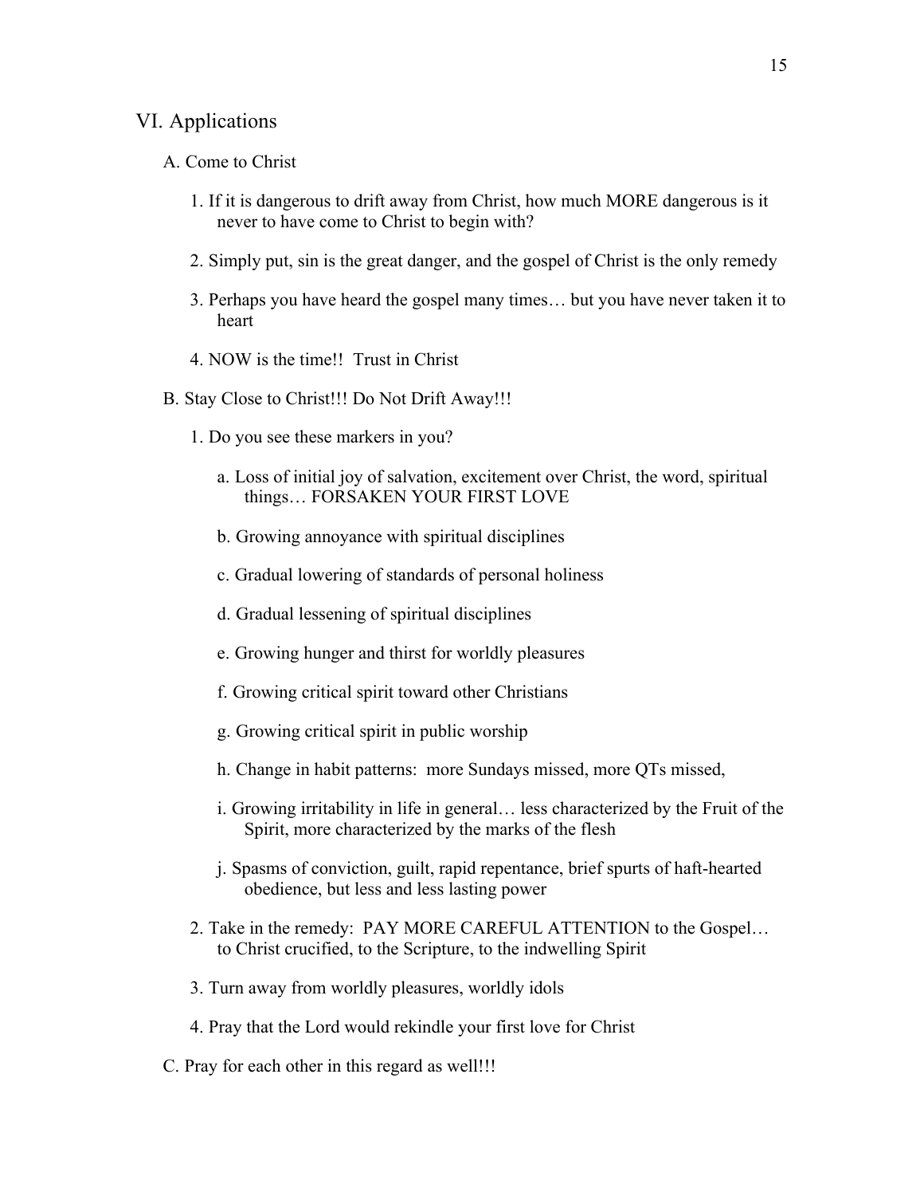## VI. Applications

A. Come to Christ

1. If it is dangerous to drift away from Christ, how much MORE dangerous is it never to have come to Christ to begin with?

2. Simply put, sin is the great danger, and the gospel of Christ is the only remedy

3. Perhaps you have heard the gospel many times… but you have never taken it to heart

4. NOW is the time!! Trust in Christ

B. Stay Close to Christ!!! Do Not Drift Away!!!

1. Do you see these markers in you?

   a. Loss of initial joy of salvation, excitement over Christ, the word, spiritual things… FORSAKEN YOUR FIRST LOVE

   b. Growing annoyance with spiritual disciplines

   c. Gradual lowering of standards of personal holiness

   d. Gradual lessening of spiritual disciplines

   e. Growing hunger and thirst for worldly pleasures

   f. Growing critical spirit toward other Christians

   g. Growing critical spirit in public worship

   h. Change in habit patterns: more Sundays missed, more QTs missed,

   i. Growing irritability in life in general… less characterized by the Fruit of the Spirit, more characterized by the marks of the flesh

   j. Spasms of conviction, guilt, rapid repentance, brief spurts of haft-hearted obedience, but less and less lasting power

2. Take in the remedy: PAY MORE CAREFUL ATTENTION to the Gospel… to Christ crucified, to the Scripture, to the indwelling Spirit

3. Turn away from worldly pleasures, worldly idols

4. Pray that the Lord would rekindle your first love for Christ

C. Pray for each other in this regard as well!!!